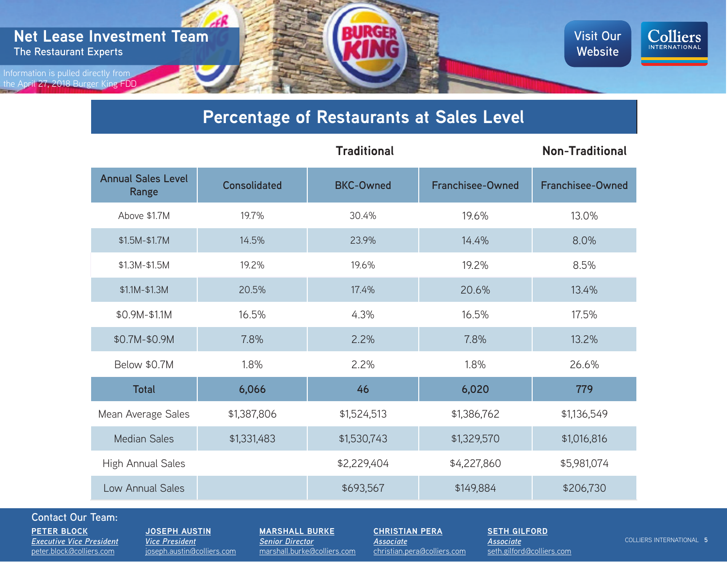# Net Lease Investment Team

The Restaurant Experts

Information is pulled directly from the April 27, 2018 Burger King FDD

Visit Our Website

## Percentage of Restaurants at Sales Level

| | Traditional | | | Non-Traditional |
|---|---|---|---|---|
| Annual Sales Level Range | Consolidated | BKC-Owned | Franchisee-Owned | Franchisee-Owned |
| Above $1.7M | 19.7% | 30.4% | 19.6% | 13.0% |
| $1.5M-$1.7M | 14.5% | 23.9% | 14.4% | 8.0% |
| $1.3M-$1.5M | 19.2% | 19.6% | 19.2% | 8.5% |
| $1.1M-$1.3M | 20.5% | 17.4% | 20.6% | 13.4% |
| $0.9M-$1.1M | 16.5% | 4.3% | 16.5% | 17.5% |
| $0.7M-$0.9M | 7.8% | 2.2% | 7.8% | 13.2% |
| Below $0.7M | 1.8% | 2.2% | 1.8% | 26.6% |
| **Total** | **6,066** | **46** | **6,020** | **779** |
| Mean Average Sales | $1,387,806 | $1,524,513 | $1,386,762 | $1,136,549 |
| Median Sales | $1,331,483 | $1,530,743 | $1,329,570 | $1,016,816 |
| High Annual Sales | | $2,229,404 | $4,227,860 | $5,981,074 |
| Low Annual Sales | | $693,567 | $149,884 | $206,730 |

Contact Our Team:

**PETER BLOCK**
*Executive Vice President*
peter.block@colliers.com

**JOSEPH AUSTIN**
*Vice President*
joseph.austin@colliers.com

**MARSHALL BURKE**
*Senior Director*
marshall.burke@colliers.com

**CHRISTIAN PERA**
*Associate*
christian.pera@colliers.com

**SETH GILFORD**
*Associate*
seth.gilford@colliers.com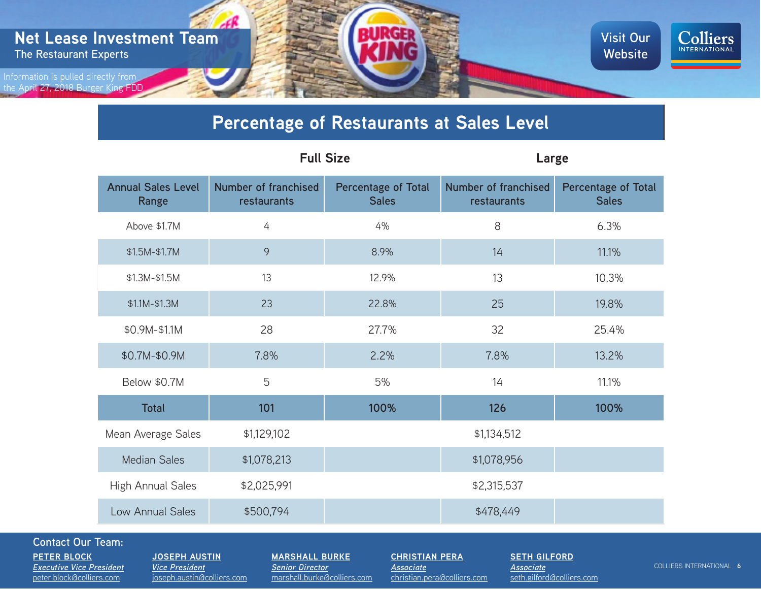Net Lease Investment Team

The Restaurant Experts

Information is pulled directly from the April 27, 2018 Burger King FDD

Visit Our Website

# Percentage of Restaurants at Sales Level

| | Full Size | | Large | |
|---|---|---|---|---|
| Annual Sales Level Range | Number of franchised restaurants | Percentage of Total Sales | Number of franchised restaurants | Percentage of Total Sales |
| Above $1.7M | 4 | 4% | 8 | 6.3% |
| $1.5M-$1.7M | 9 | 8.9% | 14 | 11.1% |
| $1.3M-$1.5M | 13 | 12.9% | 13 | 10.3% |
| $1.1M-$1.3M | 23 | 22.8% | 25 | 19.8% |
| $0.9M-$1.1M | 28 | 27.7% | 32 | 25.4% |
| $0.7M-$0.9M | 7.8% | 2.2% | 7.8% | 13.2% |
| Below $0.7M | 5 | 5% | 14 | 11.1% |
| **Total** | **101** | **100%** | **126** | **100%** |
| Mean Average Sales | $1,129,102 | | $1,134,512 | |
| Median Sales | $1,078,213 | | $1,078,956 | |
| High Annual Sales | $2,025,991 | | $2,315,537 | |
| Low Annual Sales | $500,794 | | $478,449 | |

Contact Our Team:

**PETER BLOCK**
*Executive Vice President*
peter.block@colliers.com

**JOSEPH AUSTIN**
*Vice President*
joseph.austin@colliers.com

**MARSHALL BURKE**
*Senior Director*
marshall.burke@colliers.com

**CHRISTIAN PERA**
*Associate*
christian.pera@colliers.com

**SETH GILFORD**
*Associate*
seth.gilford@colliers.com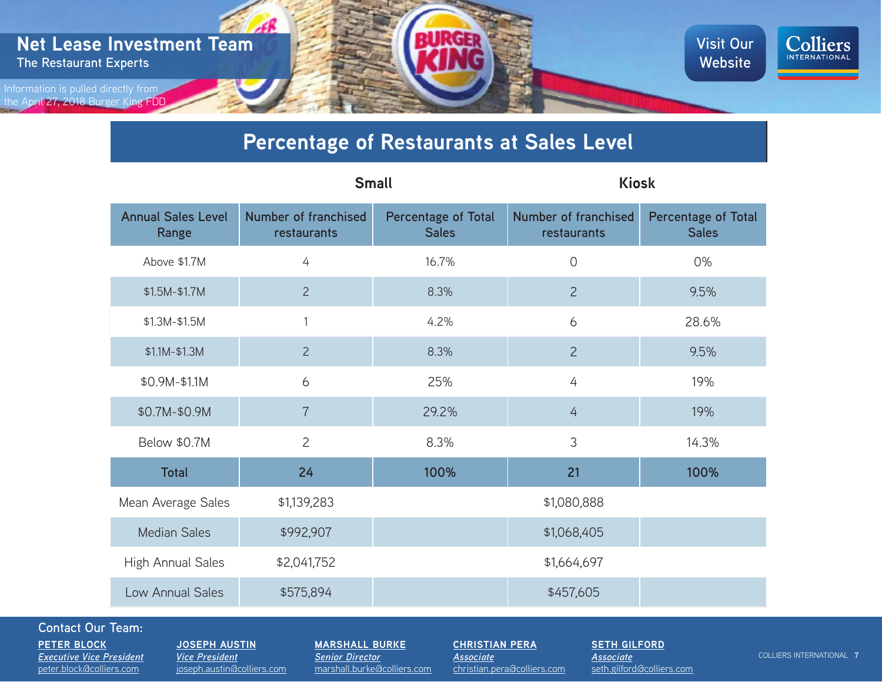# Net Lease Investment Team

The Restaurant Experts

Information is pulled directly from the April 27, 2018 Burger King FDD

Visit Our Website

## Percentage of Restaurants at Sales Level

| | Small | | Kiosk | |
|---|---|---|---|---|
| Annual Sales Level Range | Number of franchised restaurants | Percentage of Total Sales | Number of franchised restaurants | Percentage of Total Sales |
| Above $1.7M | 4 | 16.7% | 0 | 0% |
| $1.5M-$1.7M | 2 | 8.3% | 2 | 9.5% |
| $1.3M-$1.5M | 1 | 4.2% | 6 | 28.6% |
| $1.1M-$1.3M | 2 | 8.3% | 2 | 9.5% |
| $0.9M-$1.1M | 6 | 25% | 4 | 19% |
| $0.7M-$0.9M | 7 | 29.2% | 4 | 19% |
| Below $0.7M | 2 | 8.3% | 3 | 14.3% |
| **Total** | **24** | **100%** | **21** | **100%** |
| Mean Average Sales | $1,139,283 | | $1,080,888 | |
| Median Sales | $992,907 | | $1,068,405 | |
| High Annual Sales | $2,041,752 | | $1,664,697 | |
| Low Annual Sales | $575,894 | | $457,605 | |

Contact Our Team:

**PETER BLOCK**
*Executive Vice President*
peter.block@colliers.com

**JOSEPH AUSTIN**
*Vice President*
joseph.austin@colliers.com

**MARSHALL BURKE**
*Senior Director*
marshall.burke@colliers.com

**CHRISTIAN PERA**
*Associate*
christian.pera@colliers.com

**SETH GILFORD**
*Associate*
seth.gilford@colliers.com